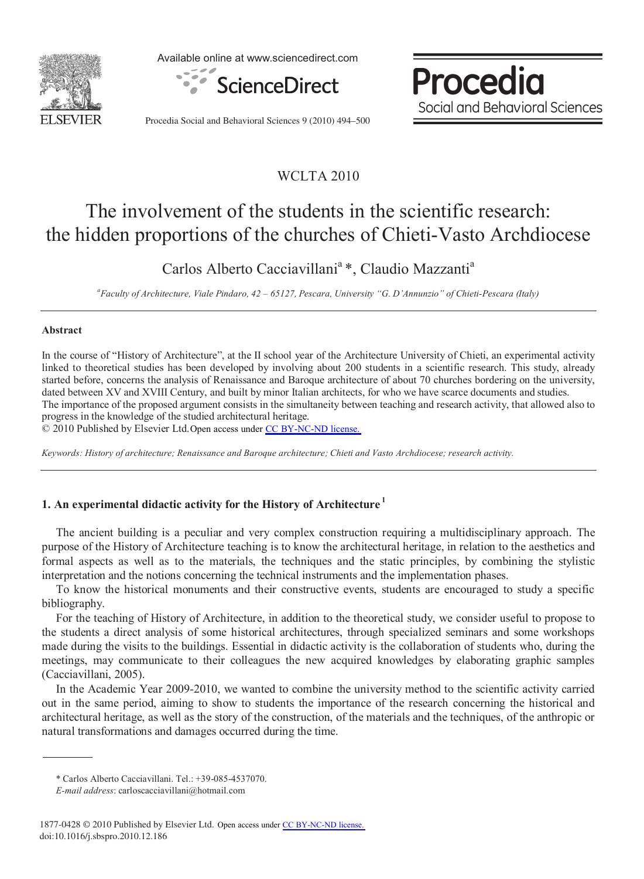WCLTA 2010

# The involvement of the students in the scientific research: the hidden proportions of the churches of Chieti-Vasto Archdiocese

Carlos Alberto Cacciavillani[a] *, Claudio Mazzanti[a]

[a] *Faculty of Architecture, Viale Pindaro, 42 – 65127, Pescara, University "G. D'Annunzio" of Chieti-Pescara (Italy)*

## Abstract

In the course of "History of Architecture", at the II school year of the Architecture University of Chieti, an experimental activity linked to theoretical studies has been developed by involving about 200 students in a scientific research. This study, already started before, concerns the analysis of Renaissance and Baroque architecture of about 70 churches bordering on the university, dated between XV and XVIII Century, and built by minor Italian architects, for who we have scarce documents and studies.

The importance of the proposed argument consists in the simultaneity between teaching and research activity, that allowed also to progress in the knowledge of the studied architectural heritage.

© 2010 Published by Elsevier Ltd. Open access under CC BY-NC-ND license.

*Keywords: History of architecture; Renaissance and Baroque architecture; Chieti and Vasto Archdiocese; research activity.*

## 1. An experimental didactic activity for the History of Architecture [1]

The ancient building is a peculiar and very complex construction requiring a multidisciplinary approach. The purpose of the History of Architecture teaching is to know the architectural heritage, in relation to the aesthetics and formal aspects as well as to the materials, the techniques and the static principles, by combining the stylistic interpretation and the notions concerning the technical instruments and the implementation phases.

To know the historical monuments and their constructive events, students are encouraged to study a specific bibliography.

For the teaching of History of Architecture, in addition to the theoretical study, we consider useful to propose to the students a direct analysis of some historical architectures, through specialized seminars and some workshops made during the visits to the buildings. Essential in didactic activity is the collaboration of students who, during the meetings, may communicate to their colleagues the new acquired knowledges by elaborating graphic samples (Cacciavillani, 2005).

In the Academic Year 2009-2010, we wanted to combine the university method to the scientific activity carried out in the same period, aiming to show to students the importance of the research concerning the historical and architectural heritage, as well as the story of the construction, of the materials and the techniques, of the anthropic or natural transformations and damages occurred during the time.

---

\* Carlos Alberto Cacciavillani. Tel.: +39-085-4537070.

*E-mail address*: carloscacciavillani@hotmail.com

1877-0428 © 2010 Published by Elsevier Ltd. Open access under CC BY-NC-ND license.
doi:10.1016/j.sbspro.2010.12.186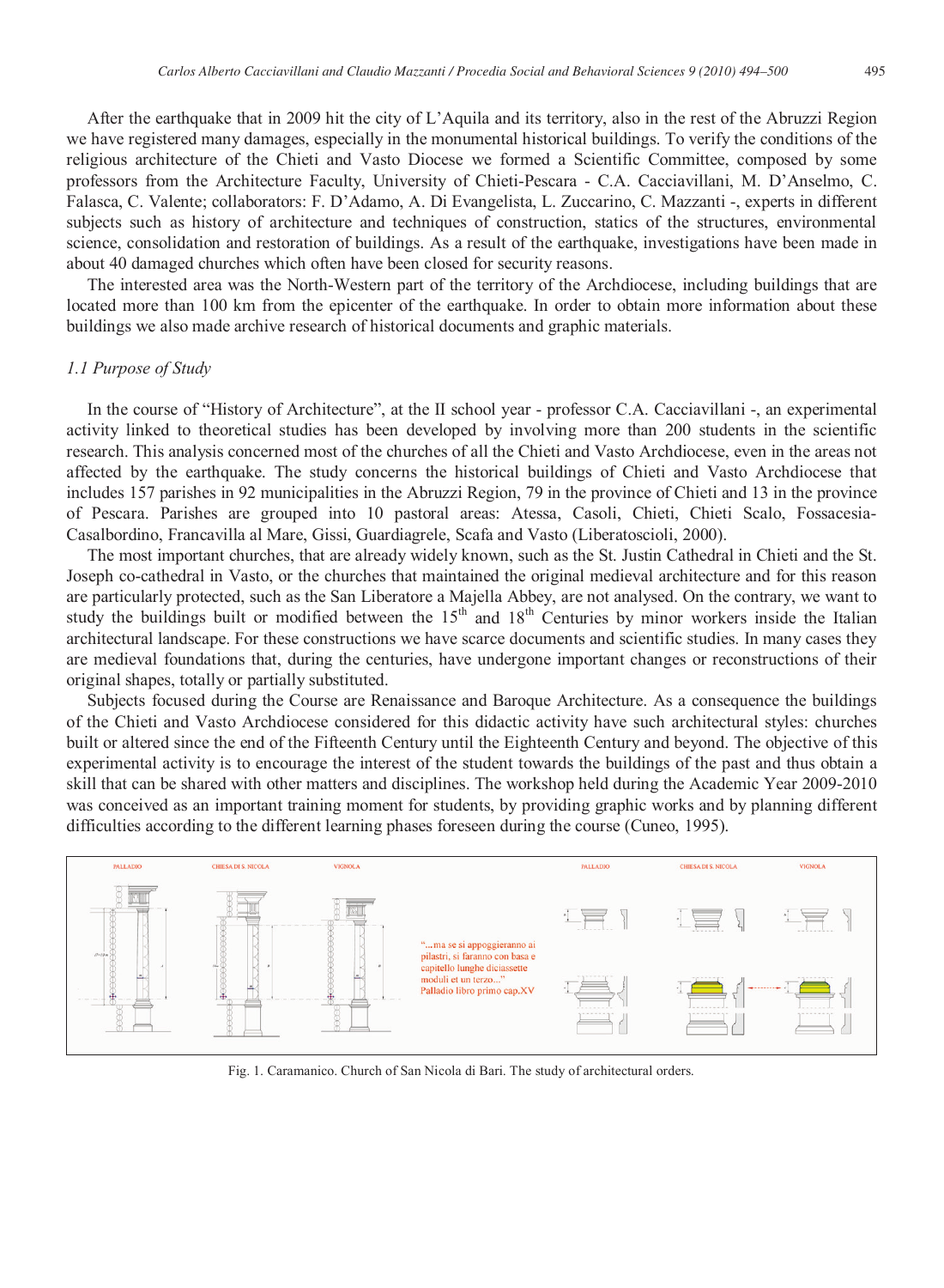After the earthquake that in 2009 hit the city of L'Aquila and its territory, also in the rest of the Abruzzi Region we have registered many damages, especially in the monumental historical buildings. To verify the conditions of the religious architecture of the Chieti and Vasto Diocese we formed a Scientific Committee, composed by some professors from the Architecture Faculty, University of Chieti-Pescara - C.A. Cacciavillani, M. D'Anselmo, C. Falasca, C. Valente; collaborators: F. D'Adamo, A. Di Evangelista, L. Zuccarino, C. Mazzanti -, experts in different subjects such as history of architecture and techniques of construction, statics of the structures, environmental science, consolidation and restoration of buildings. As a result of the earthquake, investigations have been made in about 40 damaged churches which often have been closed for security reasons.

The interested area was the North-Western part of the territory of the Archdiocese, including buildings that are located more than 100 km from the epicenter of the earthquake. In order to obtain more information about these buildings we also made archive research of historical documents and graphic materials.

### *1.1 Purpose of Study*

In the course of "History of Architecture", at the II school year - professor C.A. Cacciavillani -, an experimental activity linked to theoretical studies has been developed by involving more than 200 students in the scientific research. This analysis concerned most of the churches of all the Chieti and Vasto Archdiocese, even in the areas not affected by the earthquake. The study concerns the historical buildings of Chieti and Vasto Archdiocese that includes 157 parishes in 92 municipalities in the Abruzzi Region, 79 in the province of Chieti and 13 in the province of Pescara. Parishes are grouped into 10 pastoral areas: Atessa, Casoli, Chieti, Chieti Scalo, Fossacesia-Casalbordino, Francavilla al Mare, Gissi, Guardiagrele, Scafa and Vasto (Liberatoscioli, 2000).

The most important churches, that are already widely known, such as the St. Justin Cathedral in Chieti and the St. Joseph co-cathedral in Vasto, or the churches that maintained the original medieval architecture and for this reason are particularly protected, such as the San Liberatore a Majella Abbey, are not analysed. On the contrary, we want to study the buildings built or modified between the 15th and 18th Centuries by minor workers inside the Italian architectural landscape. For these constructions we have scarce documents and scientific studies. In many cases they are medieval foundations that, during the centuries, have undergone important changes or reconstructions of their original shapes, totally or partially substituted.

Subjects focused during the Course are Renaissance and Baroque Architecture. As a consequence the buildings of the Chieti and Vasto Archdiocese considered for this didactic activity have such architectural styles: churches built or altered since the end of the Fifteenth Century until the Eighteenth Century and beyond. The objective of this experimental activity is to encourage the interest of the student towards the buildings of the past and thus obtain a skill that can be shared with other matters and disciplines. The workshop held during the Academic Year 2009-2010 was conceived as an important training moment for students, by providing graphic works and by planning different difficulties according to the different learning phases foreseen during the course (Cuneo, 1995).

Fig. 1. Caramanico. Church of San Nicola di Bari. The study of architectural orders.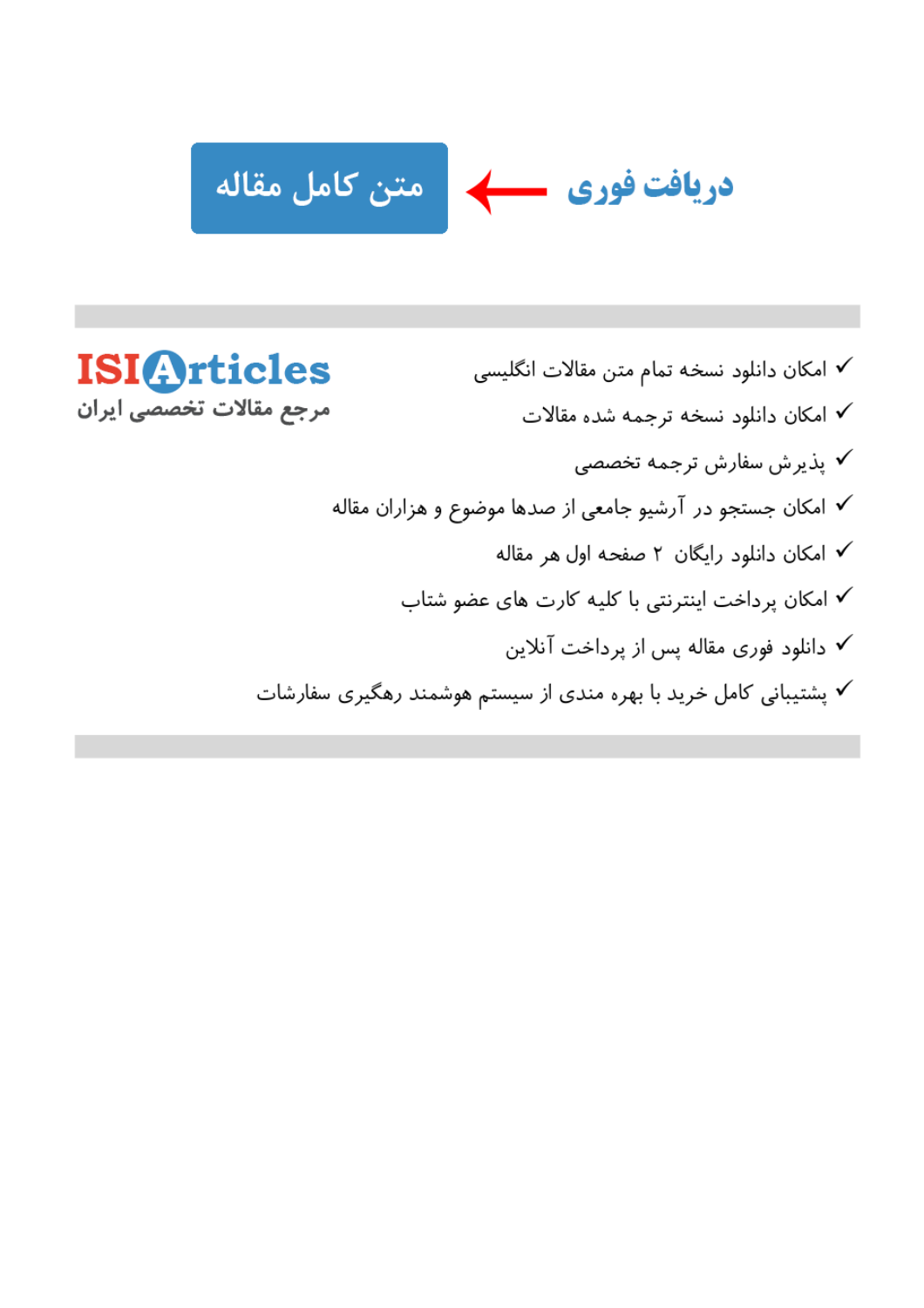دریافت فوری ← **متن کامل مقاله**

**ISIArticles**
مرجع مقالات تخصصی ایران

- ✓ امکان دانلود نسخه تمام متن مقالات انگلیسی
- ✓ امکان دانلود نسخه ترجمه شده مقالات
- ✓ پذیرش سفارش ترجمه تخصصی
- ✓ امکان جستجو در آرشیو جامعی از صدها موضوع و هزاران مقاله
- ✓ امکان دانلود رایگان ۲ صفحه اول هر مقاله
- ✓ امکان پرداخت اینترنتی با کلیه کارت های عضو شتاب
- ✓ دانلود فوری مقاله پس از پرداخت آنلاین
- ✓ پشتیبانی کامل خرید با بهره مندی از سیستم هوشمند رهگیری سفارشات